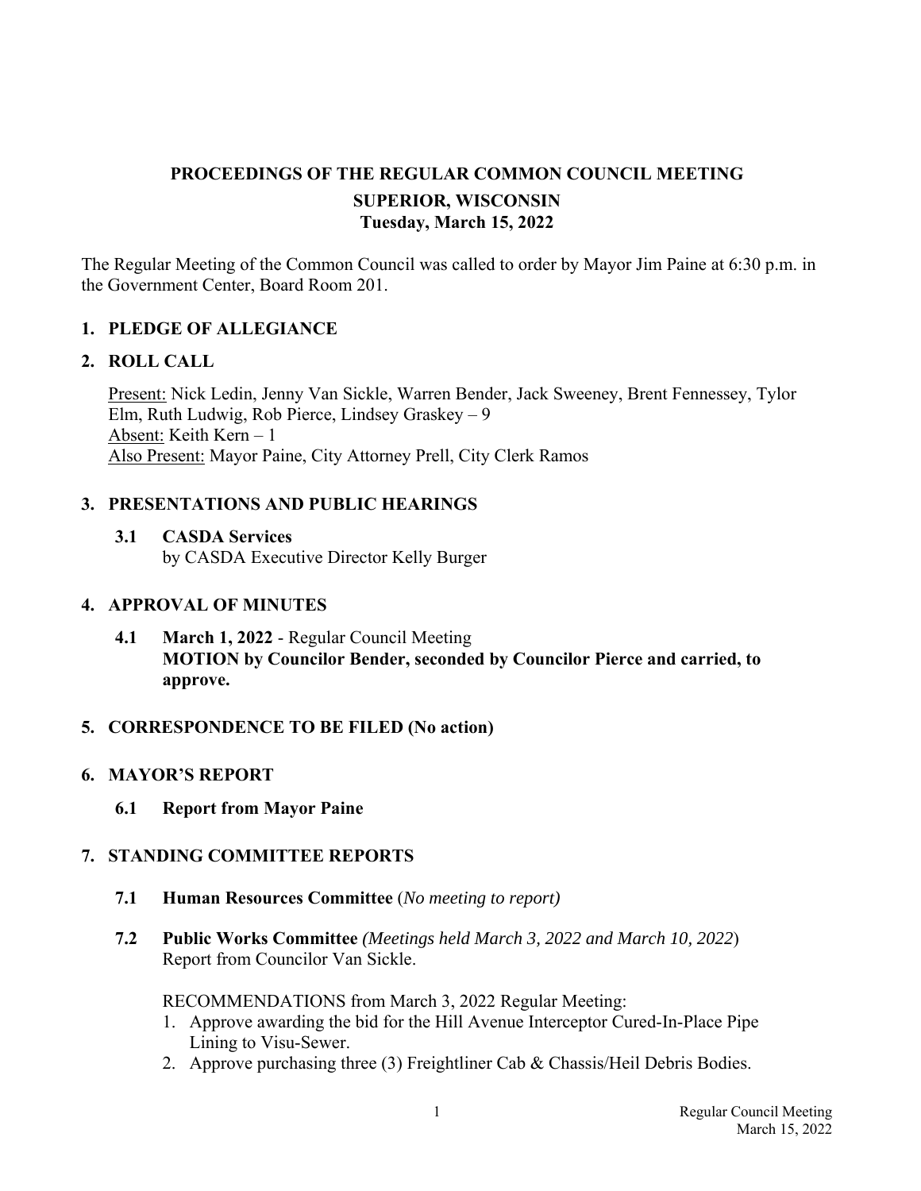# PROCEEDINGS OF THE REGULAR COMMON COUNCIL MEETING
## SUPERIOR, WISCONSIN
### Tuesday, March 15, 2022

The Regular Meeting of the Common Council was called to order by Mayor Jim Paine at 6:30 p.m. in the Government Center, Board Room 201.

## 1. PLEDGE OF ALLEGIANCE

## 2. ROLL CALL

Present: Nick Ledin, Jenny Van Sickle, Warren Bender, Jack Sweeney, Brent Fennessey, Tylor Elm, Ruth Ludwig, Rob Pierce, Lindsey Graskey – 9
Absent: Keith Kern – 1
Also Present: Mayor Paine, City Attorney Prell, City Clerk Ramos

## 3. PRESENTATIONS AND PUBLIC HEARINGS

### 3.1 CASDA Services
by CASDA Executive Director Kelly Burger

## 4. APPROVAL OF MINUTES

### 4.1 March 1, 2022 - Regular Council Meeting
**MOTION by Councilor Bender, seconded by Councilor Pierce and carried, to approve.**

## 5. CORRESPONDENCE TO BE FILED (No action)

## 6. MAYOR'S REPORT

### 6.1 Report from Mayor Paine

## 7. STANDING COMMITTEE REPORTS

### 7.1 Human Resources Committee (*No meeting to report)*

### 7.2 Public Works Committee *(Meetings held March 3, 2022 and March 10, 2022*)
Report from Councilor Van Sickle.

RECOMMENDATIONS from March 3, 2022 Regular Meeting:

1. Approve awarding the bid for the Hill Avenue Interceptor Cured-In-Place Pipe Lining to Visu-Sewer.
2. Approve purchasing three (3) Freightliner Cab & Chassis/Heil Debris Bodies.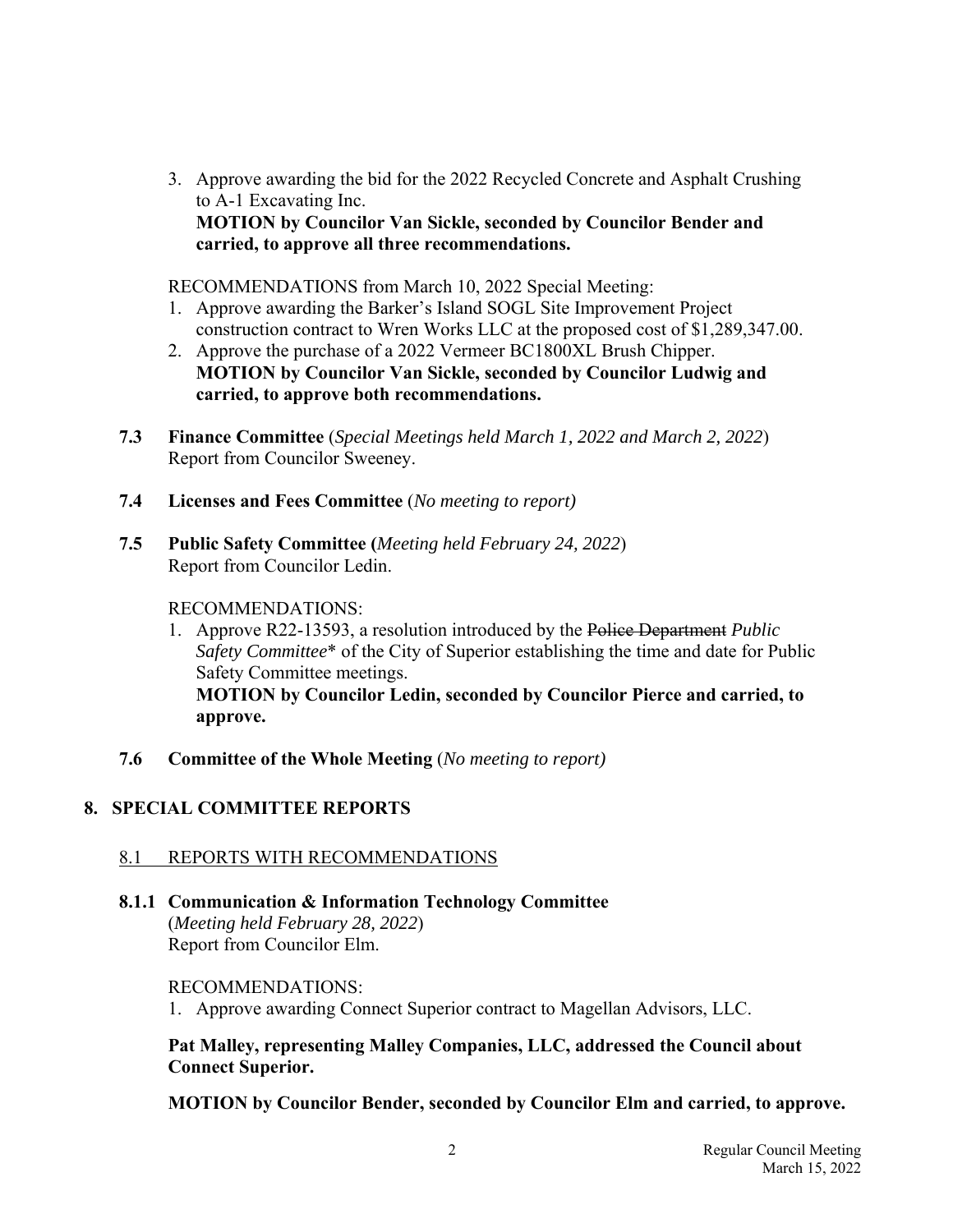3. Approve awarding the bid for the 2022 Recycled Concrete and Asphalt Crushing to A-1 Excavating Inc.
   **MOTION by Councilor Van Sickle, seconded by Councilor Bender and carried, to approve all three recommendations.**

RECOMMENDATIONS from March 10, 2022 Special Meeting:

1. Approve awarding the Barker's Island SOGL Site Improvement Project construction contract to Wren Works LLC at the proposed cost of $1,289,347.00.
2. Approve the purchase of a 2022 Vermeer BC1800XL Brush Chipper.
   **MOTION by Councilor Van Sickle, seconded by Councilor Ludwig and carried, to approve both recommendations.**

**7.3 Finance Committee** (*Special Meetings held March 1, 2022 and March 2, 2022*)
Report from Councilor Sweeney.

**7.4 Licenses and Fees Committee** (*No meeting to report)*

**7.5 Public Safety Committee (***Meeting held February 24, 2022*)
Report from Councilor Ledin.

RECOMMENDATIONS:

1. Approve R22-13593, a resolution introduced by the ~~Police Department~~ *Public Safety Committee*\* of the City of Superior establishing the time and date for Public Safety Committee meetings.
   **MOTION by Councilor Ledin, seconded by Councilor Pierce and carried, to approve.**

**7.6 Committee of the Whole Meeting** (*No meeting to report)*

## 8. SPECIAL COMMITTEE REPORTS

8.1 REPORTS WITH RECOMMENDATIONS

**8.1.1 Communication & Information Technology Committee**
(*Meeting held February 28, 2022*)
Report from Councilor Elm.

RECOMMENDATIONS:

1. Approve awarding Connect Superior contract to Magellan Advisors, LLC.

**Pat Malley, representing Malley Companies, LLC, addressed the Council about Connect Superior.**

**MOTION by Councilor Bender, seconded by Councilor Elm and carried, to approve.**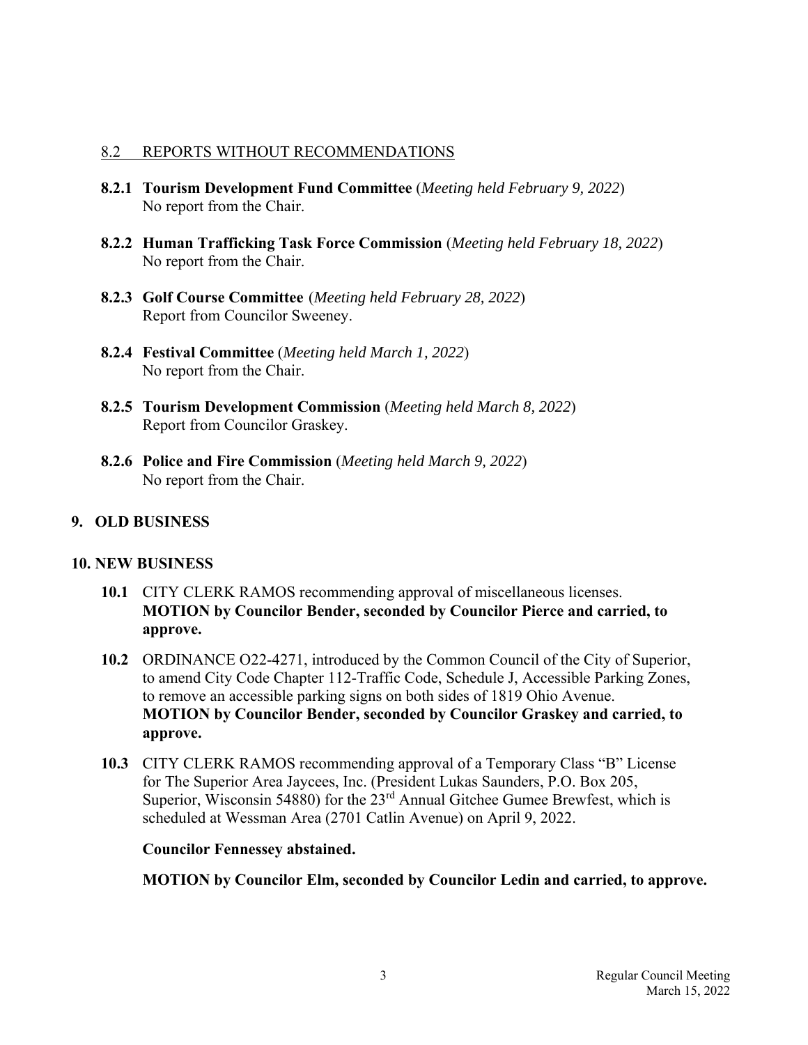### 8.2 REPORTS WITHOUT RECOMMENDATIONS

**8.2.1 Tourism Development Fund Committee** (*Meeting held February 9, 2022*)
No report from the Chair.

**8.2.2 Human Trafficking Task Force Commission** (*Meeting held February 18, 2022*)
No report from the Chair.

**8.2.3 Golf Course Committee** (*Meeting held February 28, 2022*)
Report from Councilor Sweeney.

**8.2.4 Festival Committee** (*Meeting held March 1, 2022*)
No report from the Chair.

**8.2.5 Tourism Development Commission** (*Meeting held March 8, 2022*)
Report from Councilor Graskey.

**8.2.6 Police and Fire Commission** (*Meeting held March 9, 2022*)
No report from the Chair.

## 9. OLD BUSINESS

## 10. NEW BUSINESS

**10.1** CITY CLERK RAMOS recommending approval of miscellaneous licenses.
**MOTION by Councilor Bender, seconded by Councilor Pierce and carried, to approve.**

**10.2** ORDINANCE O22-4271, introduced by the Common Council of the City of Superior, to amend City Code Chapter 112-Traffic Code, Schedule J, Accessible Parking Zones, to remove an accessible parking signs on both sides of 1819 Ohio Avenue.
**MOTION by Councilor Bender, seconded by Councilor Graskey and carried, to approve.**

**10.3** CITY CLERK RAMOS recommending approval of a Temporary Class "B" License for The Superior Area Jaycees, Inc. (President Lukas Saunders, P.O. Box 205, Superior, Wisconsin 54880) for the 23rd Annual Gitchee Gumee Brewfest, which is scheduled at Wessman Area (2701 Catlin Avenue) on April 9, 2022.

**Councilor Fennessey abstained.**

**MOTION by Councilor Elm, seconded by Councilor Ledin and carried, to approve.**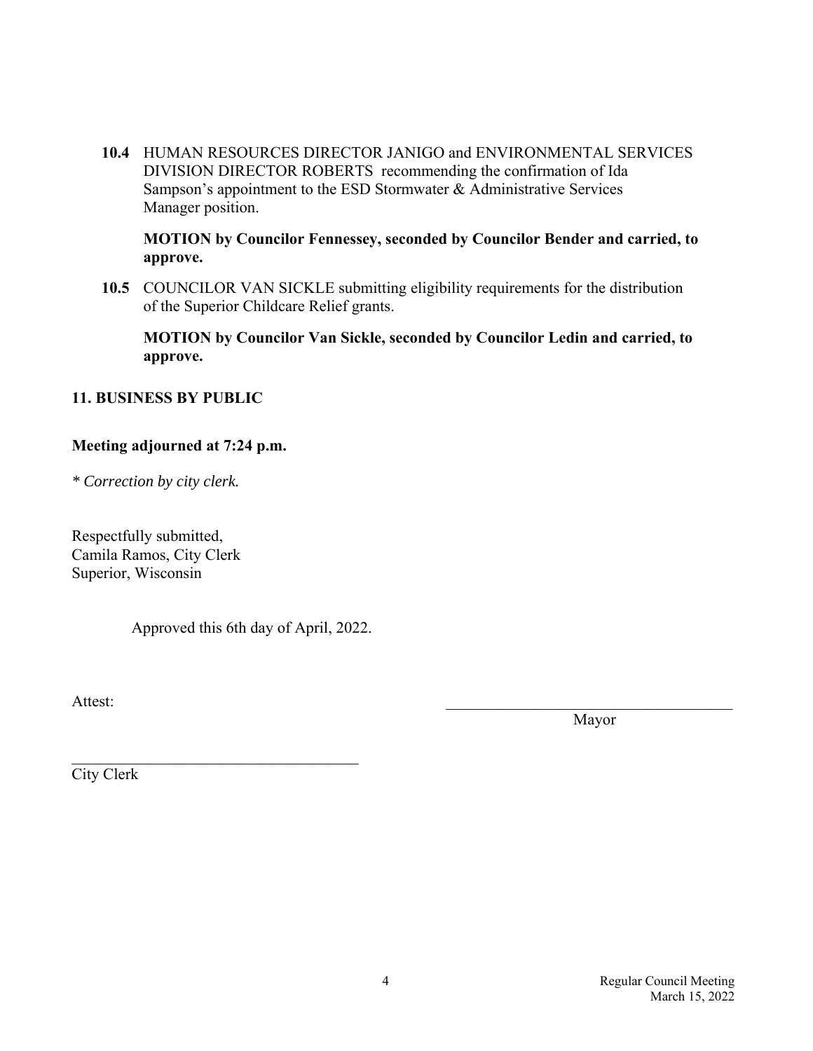**10.4** HUMAN RESOURCES DIRECTOR JANIGO and ENVIRONMENTAL SERVICES DIVISION DIRECTOR ROBERTS recommending the confirmation of Ida Sampson's appointment to the ESD Stormwater & Administrative Services Manager position.

**MOTION by Councilor Fennessey, seconded by Councilor Bender and carried, to approve.**

**10.5** COUNCILOR VAN SICKLE submitting eligibility requirements for the distribution of the Superior Childcare Relief grants.

**MOTION by Councilor Van Sickle, seconded by Councilor Ledin and carried, to approve.**

**11. BUSINESS BY PUBLIC**

**Meeting adjourned at 7:24 p.m.**

*\* Correction by city clerk.*

Respectfully submitted,
Camila Ramos, City Clerk
Superior, Wisconsin

Approved this 6th day of April, 2022.

Attest:

\_\_\_\_\_\_\_\_\_\_\_\_\_\_\_\_\_\_\_\_\_\_\_\_\_\_\_\_\_\_\_\_\_\_\_\_
Mayor

\_\_\_\_\_\_\_\_\_\_\_\_\_\_\_\_\_\_\_\_\_\_\_\_\_\_\_\_\_\_\_\_\_\_\_\_
City Clerk